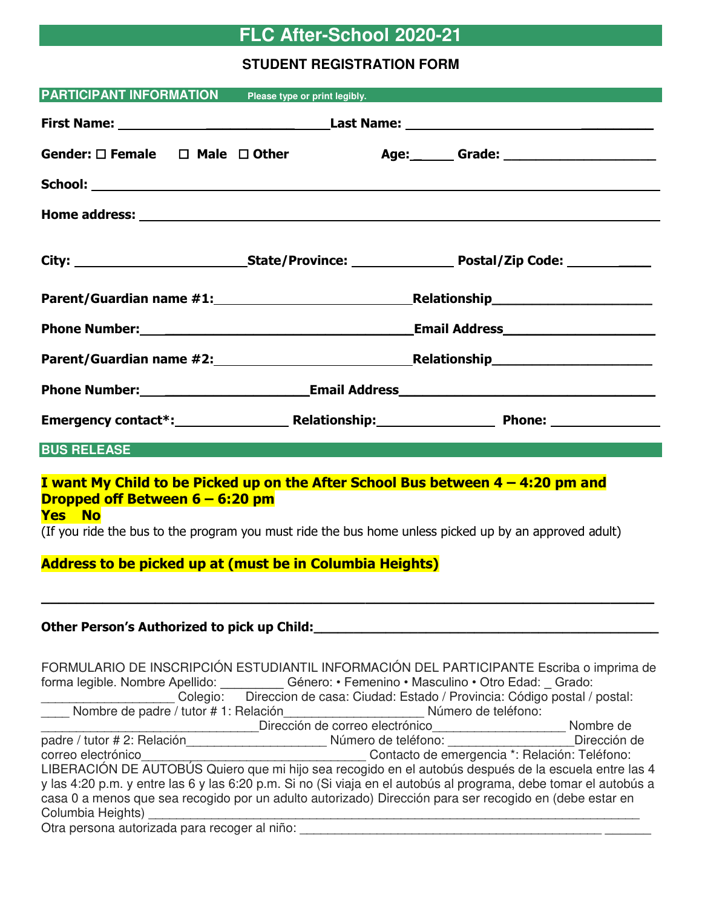# FLC After-School 2020-21

## STUDENT REGISTRATION FORM

**PARTICIPANT INFORMATION** Please type or print legibly.

**First Name:** _________________________ **Last Name:** _________________________

**Gender:** ☐ **Female** ☐ **Male** ☐ **Other** **Age:**______ **Grade:** ____________________

**School:** _______________________________________________________________

**Home address:** __________________________________________________________

**City:** ______________________ **State/Province:** ______________ **Postal/Zip Code:** __________

**Parent/Guardian name #1:**__________________________**Relationship**_____________________

**Phone Number:**__________________________________**Email Address**____________________

**Parent/Guardian name #2:**__________________________**Relationship**_____________________

**Phone Number:**___________________**Email Address**__________________________________

**Emergency contact*:**_______________ **Relationship:**_______________ **Phone:** ______________

**BUS RELEASE**

**I want My Child to be Picked up on the After School Bus between 4 – 4:20 pm and Dropped off Between 6 – 6:20 pm**
**Yes No**
(If you ride the bus to the program you must ride the bus home unless picked up by an approved adult)

**Address to be picked up at (must be in Columbia Heights)**

_______________________________________________________________________________

**Other Person's Authorized to pick up Child:**____________________________________________

FORMULARIO DE INSCRIPCIÓN ESTUDIANTIL INFORMACIÓN DEL PARTICIPANTE Escriba o imprima de forma legible. Nombre Apellido: _________ Género: • Femenino • Masculino • Otro Edad: _ Grado: ___________________ Colegio: Direccion de casa: Ciudad: Estado / Provincia: Código postal / postal: ____ Nombre de padre / tutor # 1: Relación____________________ Número de teléfono: ______________________________Dirección de correo electrónico___________________ Nombre de padre / tutor # 2: Relación____________________ Número de teléfono: _________________Dirección de correo electrónico________________________________ Contacto de emergencia *: Relación: Teléfono: LIBERACIÓN DE AUTOBÚS Quiero que mi hijo sea recogido en el autobús después de la escuela entre las 4 y las 4:20 p.m. y entre las 6 y las 6:20 p.m. Si no (Si viaja en el autobús al programa, debe tomar el autobús a casa 0 a menos que sea recogido por un adulto autorizado) Dirección para ser recogido en (debe estar en Columbia Heights) ________________________________________________________________________
Otra persona autorizada para recoger al niño: ____________________________________________ _______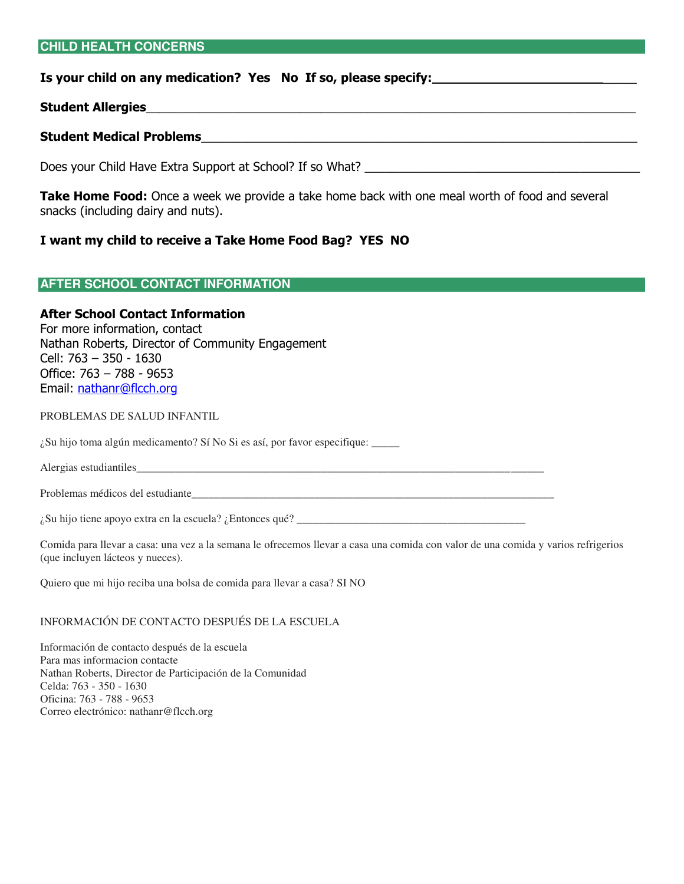## CHILD HEALTH CONCERNS

**Is your child on any medication? Yes No If so, please specify:______________________________**

**Student Allergies_____________________________________________________________________**

**Student Medical Problems______________________________________________________________**

Does your Child Have Extra Support at School? If so What? ________________________________________

**Take Home Food:** Once a week we provide a take home back with one meal worth of food and several snacks (including dairy and nuts).

**I want my child to receive a Take Home Food Bag? YES NO**

## AFTER SCHOOL CONTACT INFORMATION

**After School Contact Information**
For more information, contact
Nathan Roberts, Director of Community Engagement
Cell: 763 – 350 - 1630
Office: 763 – 788 - 9653
Email: nathanr@flcch.org

PROBLEMAS DE SALUD INFANTIL

¿Su hijo toma algún medicamento? Sí No Si es así, por favor especifique: _____

Alergias estudiantiles_____________________________________________________________________

Problemas médicos del estudiante__________________________________________________________

¿Su hijo tiene apoyo extra en la escuela? ¿Entonces qué? ________________________________________

Comida para llevar a casa: una vez a la semana le ofrecemos llevar a casa una comida con valor de una comida y varios refrigerios (que incluyen lácteos y nueces).

Quiero que mi hijo reciba una bolsa de comida para llevar a casa? SI NO

INFORMACIÓN DE CONTACTO DESPUÉS DE LA ESCUELA

Información de contacto después de la escuela
Para mas informacion contacte
Nathan Roberts, Director de Participación de la Comunidad
Celda: 763 - 350 - 1630
Oficina: 763 - 788 - 9653
Correo electrónico: nathanr@flcch.org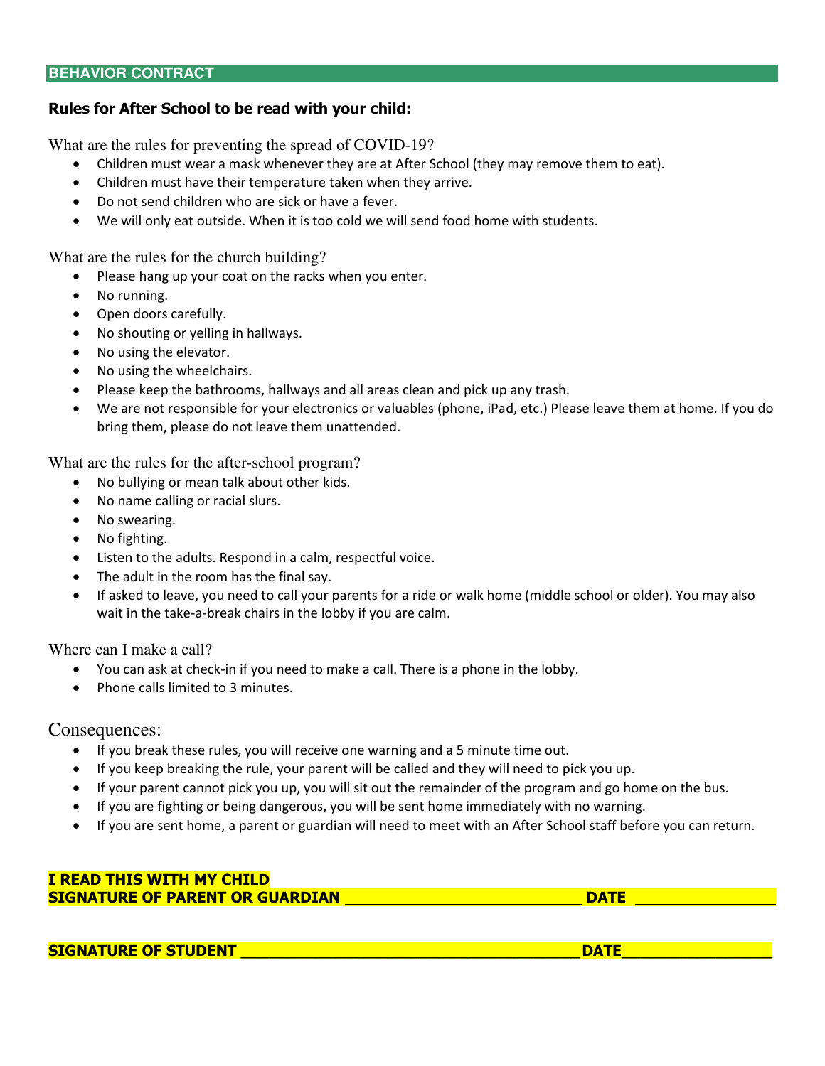## BEHAVIOR CONTRACT

**Rules for After School to be read with your child:**

What are the rules for preventing the spread of COVID-19?

- Children must wear a mask whenever they are at After School (they may remove them to eat).
- Children must have their temperature taken when they arrive.
- Do not send children who are sick or have a fever.
- We will only eat outside. When it is too cold we will send food home with students.

What are the rules for the church building?

- Please hang up your coat on the racks when you enter.
- No running.
- Open doors carefully.
- No shouting or yelling in hallways.
- No using the elevator.
- No using the wheelchairs.
- Please keep the bathrooms, hallways and all areas clean and pick up any trash.
- We are not responsible for your electronics or valuables (phone, iPad, etc.) Please leave them at home. If you do bring them, please do not leave them unattended.

What are the rules for the after-school program?

- No bullying or mean talk about other kids.
- No name calling or racial slurs.
- No swearing.
- No fighting.
- Listen to the adults. Respond in a calm, respectful voice.
- The adult in the room has the final say.
- If asked to leave, you need to call your parents for a ride or walk home (middle school or older). You may also wait in the take-a-break chairs in the lobby if you are calm.

Where can I make a call?

- You can ask at check-in if you need to make a call. There is a phone in the lobby.
- Phone calls limited to 3 minutes.

### Consequences:

- If you break these rules, you will receive one warning and a 5 minute time out.
- If you keep breaking the rule, your parent will be called and they will need to pick you up.
- If your parent cannot pick you up, you will sit out the remainder of the program and go home on the bus.
- If you are fighting or being dangerous, you will be sent home immediately with no warning.
- If you are sent home, a parent or guardian will need to meet with an After School staff before you can return.

**I READ THIS WITH MY CHILD**
**SIGNATURE OF PARENT OR GUARDIAN ____________________________ DATE ________________**

**SIGNATURE OF STUDENT ________________________________________DATE_________________**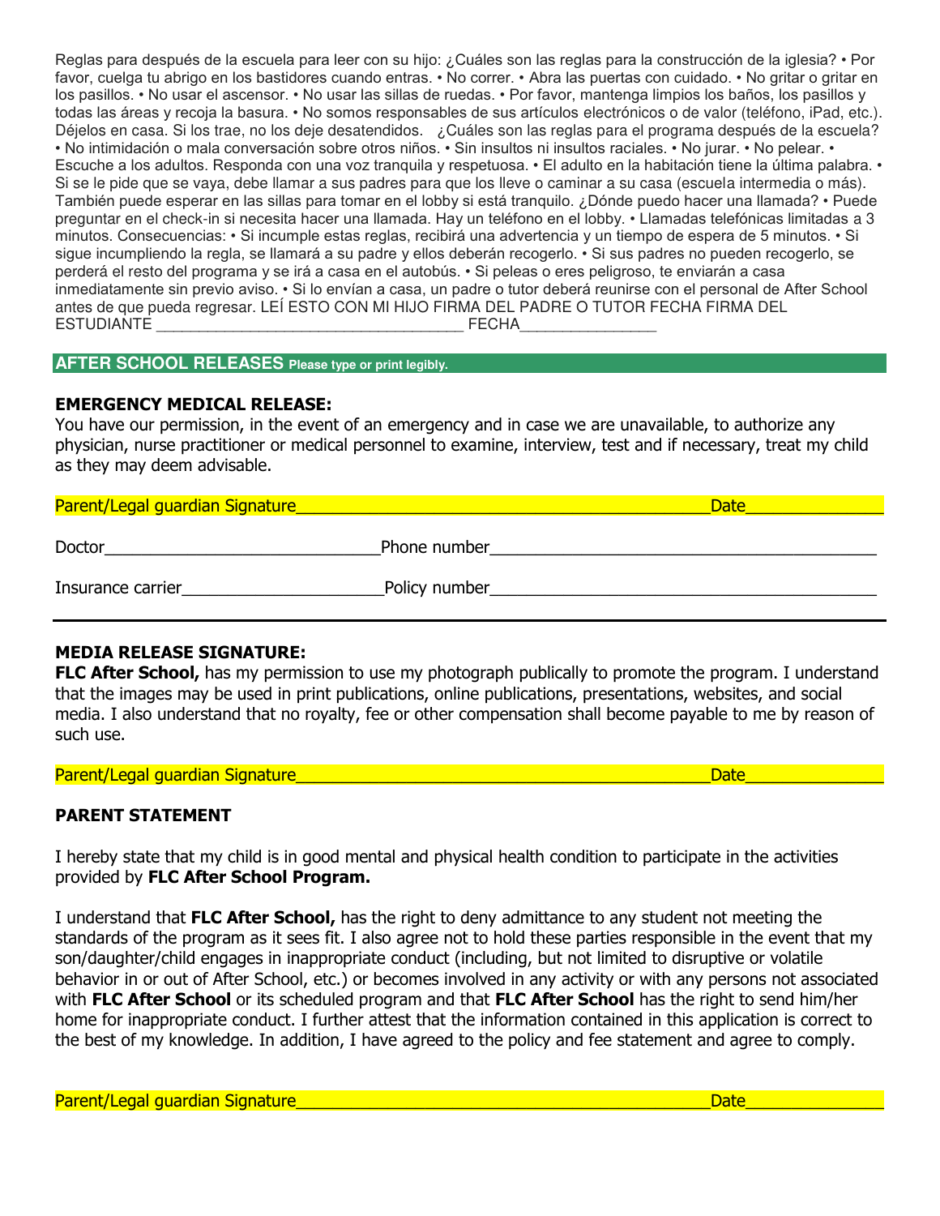Reglas para después de la escuela para leer con su hijo: ¿Cuáles son las reglas para la construcción de la iglesia? • Por favor, cuelga tu abrigo en los bastidores cuando entras. • No correr. • Abra las puertas con cuidado. • No gritar o gritar en los pasillos. • No usar el ascensor. • No usar las sillas de ruedas. • Por favor, mantenga limpios los baños, los pasillos y todas las áreas y recoja la basura. • No somos responsables de sus artículos electrónicos o de valor (teléfono, iPad, etc.). Déjelos en casa. Si los trae, no los deje desatendidos. ¿Cuáles son las reglas para el programa después de la escuela? • No intimidación o mala conversación sobre otros niños. • Sin insultos ni insultos raciales. • No jurar. • No pelear. • Escuche a los adultos. Responda con una voz tranquila y respetuosa. • El adulto en la habitación tiene la última palabra. • Si se le pide que se vaya, debe llamar a sus padres para que los lleve o caminar a su casa (escuela intermedia o más). También puede esperar en las sillas para tomar en el lobby si está tranquilo. ¿Dónde puedo hacer una llamada? • Puede preguntar en el check-in si necesita hacer una llamada. Hay un teléfono en el lobby. • Llamadas telefónicas limitadas a 3 minutos. Consecuencias: • Si incumple estas reglas, recibirá una advertencia y un tiempo de espera de 5 minutos. • Si sigue incumpliendo la regla, se llamará a su padre y ellos deberán recogerlo. • Si sus padres no pueden recogerlo, se perderá el resto del programa y se irá a casa en el autobús. • Si peleas o eres peligroso, te enviarán a casa inmediatamente sin previo aviso. • Si lo envían a casa, un padre o tutor deberá reunirse con el personal de After School antes de que pueda regresar. LEÍ ESTO CON MI HIJO FIRMA DEL PADRE O TUTOR FECHA FIRMA DEL ESTUDIANTE ___________________________________ FECHA________________

## AFTER SCHOOL RELEASES Please type or print legibly.

**EMERGENCY MEDICAL RELEASE:**
You have our permission, in the event of an emergency and in case we are unavailable, to authorize any physician, nurse practitioner or medical personnel to examine, interview, test and if necessary, treat my child as they may deem advisable.

Parent/Legal guardian Signature_______________________________________________Date_______________

Doctor______________________________Phone number__________________________________________

Insurance carrier______________________Policy number__________________________________________

---

**MEDIA RELEASE SIGNATURE:**
**FLC After School,** has my permission to use my photograph publically to promote the program. I understand that the images may be used in print publications, online publications, presentations, websites, and social media. I also understand that no royalty, fee or other compensation shall become payable to me by reason of such use.

Parent/Legal guardian Signature_______________________________________________Date_______________

**PARENT STATEMENT**

I hereby state that my child is in good mental and physical health condition to participate in the activities provided by **FLC After School Program.**

I understand that **FLC After School,** has the right to deny admittance to any student not meeting the standards of the program as it sees fit. I also agree not to hold these parties responsible in the event that my son/daughter/child engages in inappropriate conduct (including, but not limited to disruptive or volatile behavior in or out of After School, etc.) or becomes involved in any activity or with any persons not associated with **FLC After School** or its scheduled program and that **FLC After School** has the right to send him/her home for inappropriate conduct. I further attest that the information contained in this application is correct to the best of my knowledge. In addition, I have agreed to the policy and fee statement and agree to comply.

Parent/Legal guardian Signature_______________________________________________Date_______________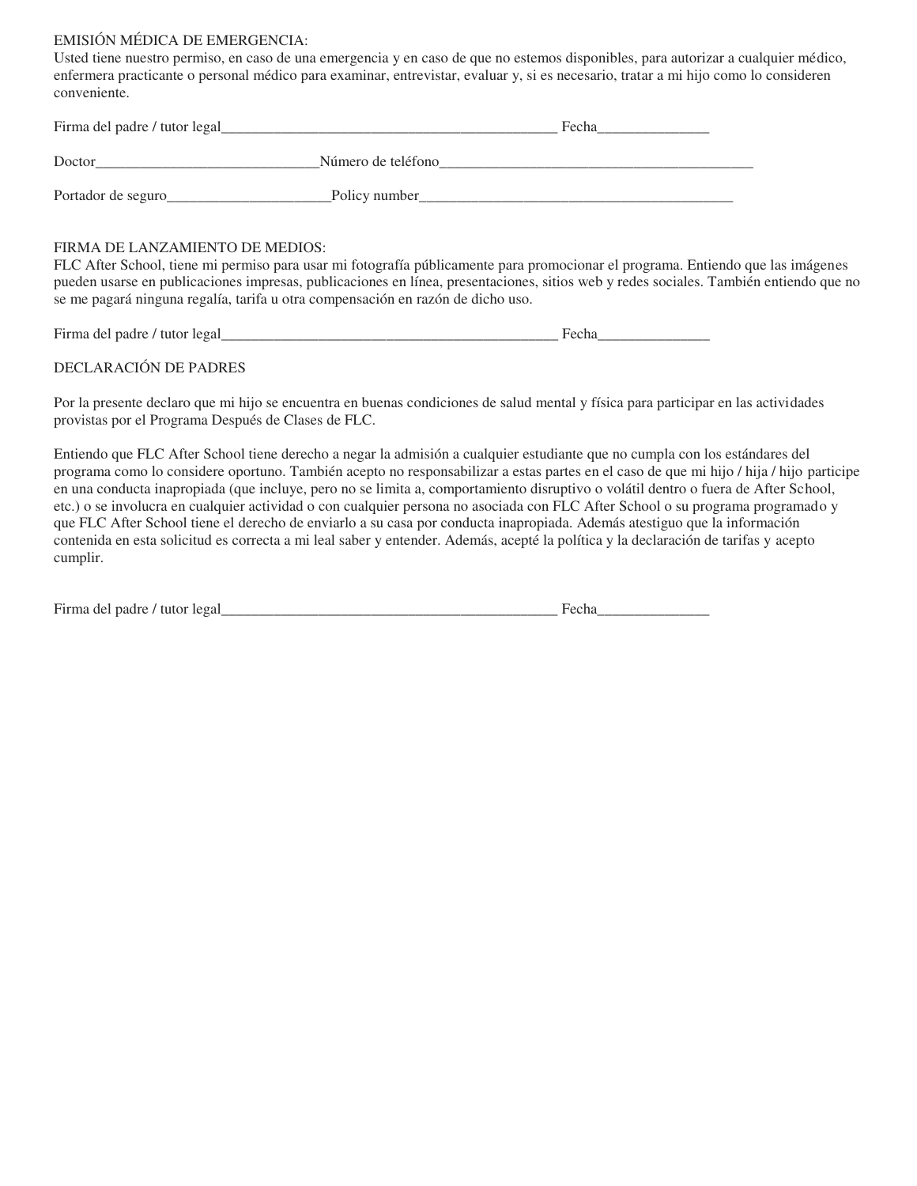EMISIÓN MÉDICA DE EMERGENCIA:

Usted tiene nuestro permiso, en caso de una emergencia y en caso de que no estemos disponibles, para autorizar a cualquier médico, enfermera practicante o personal médico para examinar, entrevistar, evaluar y, si es necesario, tratar a mi hijo como lo consideren conveniente.

Firma del padre / tutor legal_______________________________________________ Fecha_______________

Doctor______________________________Número de teléfono____________________________________________

Portador de seguro______________________Policy number____________________________________________

FIRMA DE LANZAMIENTO DE MEDIOS:

FLC After School, tiene mi permiso para usar mi fotografía públicamente para promocionar el programa. Entiendo que las imágenes pueden usarse en publicaciones impresas, publicaciones en línea, presentaciones, sitios web y redes sociales. También entiendo que no se me pagará ninguna regalía, tarifa u otra compensación en razón de dicho uso.

Firma del padre / tutor legal_______________________________________________ Fecha_______________

DECLARACIÓN DE PADRES

Por la presente declaro que mi hijo se encuentra en buenas condiciones de salud mental y física para participar en las actividades provistas por el Programa Después de Clases de FLC.

Entiendo que FLC After School tiene derecho a negar la admisión a cualquier estudiante que no cumpla con los estándares del programa como lo considere oportuno. También acepto no responsabilizar a estas partes en el caso de que mi hijo / hija / hijo participe en una conducta inapropiada (que incluye, pero no se limita a, comportamiento disruptivo o volátil dentro o fuera de After School, etc.) o se involucra en cualquier actividad o con cualquier persona no asociada con FLC After School o su programa programado y que FLC After School tiene el derecho de enviarlo a su casa por conducta inapropiada. Además atestiguo que la información contenida en esta solicitud es correcta a mi leal saber y entender. Además, acepté la política y la declaración de tarifas y acepto cumplir.

Firma del padre / tutor legal_______________________________________________ Fecha_______________